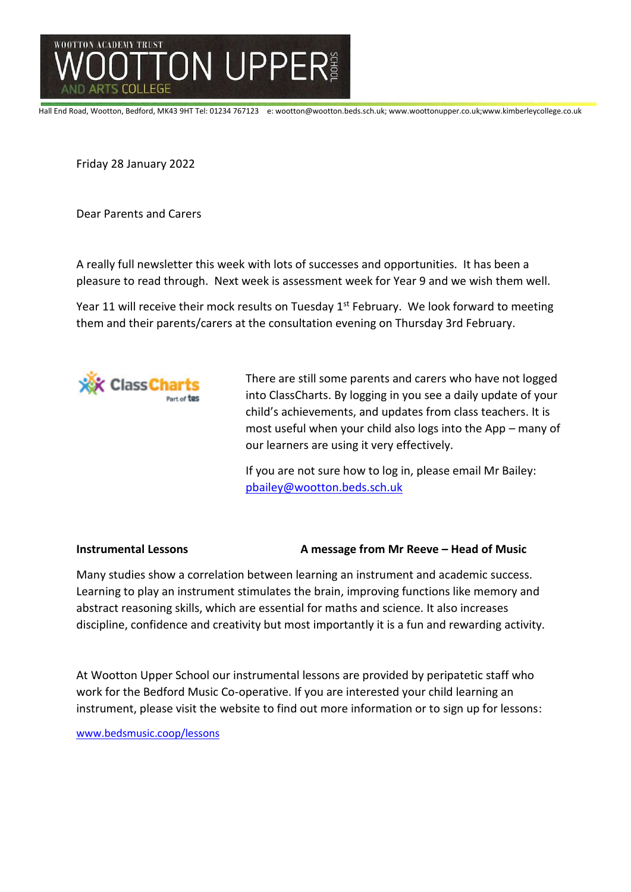# WOOTTON UPPER SCHOOL

WOOTTON ACADEMY TRUST

AND ARTS COLLEGE

Hall End Road, Wootton, Bedford, MK43 9HT Tel: 01234 767123 e: wootton@wootton.beds.sch.uk; www.woottonupper.co.uk;www.kimberleycollege.co.uk

Friday 28 January 2022

Dear Parents and Carers

A really full newsletter this week with lots of successes and opportunities. It has been a pleasure to read through. Next week is assessment week for Year 9 and we wish them well.

Year 11 will receive their mock results on Tuesday 1st February. We look forward to meeting them and their parents/carers at the consultation evening on Thursday 3rd February.

ClassCharts Part of tes

There are still some parents and carers who have not logged into ClassCharts. By logging in you see a daily update of your child's achievements, and updates from class teachers. It is most useful when your child also logs into the App – many of our learners are using it very effectively.

If you are not sure how to log in, please email Mr Bailey: pbailey@wootton.beds.sch.uk

**Instrumental Lessons** **A message from Mr Reeve – Head of Music**

Many studies show a correlation between learning an instrument and academic success. Learning to play an instrument stimulates the brain, improving functions like memory and abstract reasoning skills, which are essential for maths and science. It also increases discipline, confidence and creativity but most importantly it is a fun and rewarding activity.

At Wootton Upper School our instrumental lessons are provided by peripatetic staff who work for the Bedford Music Co-operative. If you are interested your child learning an instrument, please visit the website to find out more information or to sign up for lessons:

www.bedsmusic.coop/lessons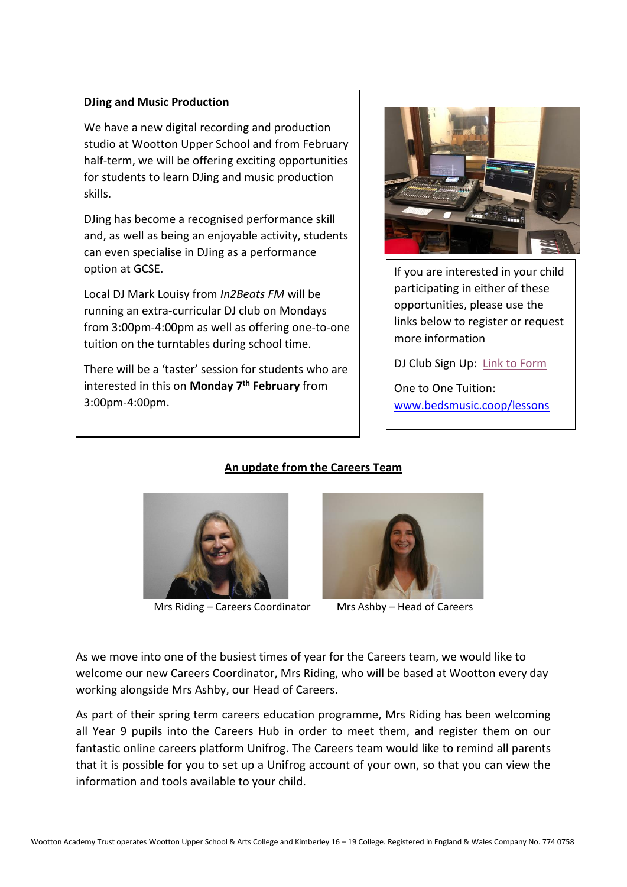**DJing and Music Production**

We have a new digital recording and production studio at Wootton Upper School and from February half-term, we will be offering exciting opportunities for students to learn DJing and music production skills.

DJing has become a recognised performance skill and, as well as being an enjoyable activity, students can even specialise in DJing as a performance option at GCSE.

Local DJ Mark Louisy from *In2Beats FM* will be running an extra-curricular DJ club on Mondays from 3:00pm-4:00pm as well as offering one-to-one tuition on the turntables during school time.

There will be a 'taster' session for students who are interested in this on **Monday 7th February** from 3:00pm-4:00pm.

If you are interested in your child participating in either of these opportunities, please use the links below to register or request more information

DJ Club Sign Up: Link to Form

One to One Tuition: www.bedsmusic.coop/lessons

## An update from the Careers Team

Mrs Riding – Careers Coordinator

Mrs Ashby – Head of Careers

As we move into one of the busiest times of year for the Careers team, we would like to welcome our new Careers Coordinator, Mrs Riding, who will be based at Wootton every day working alongside Mrs Ashby, our Head of Careers.

As part of their spring term careers education programme, Mrs Riding has been welcoming all Year 9 pupils into the Careers Hub in order to meet them, and register them on our fantastic online careers platform Unifrog. The Careers team would like to remind all parents that it is possible for you to set up a Unifrog account of your own, so that you can view the information and tools available to your child.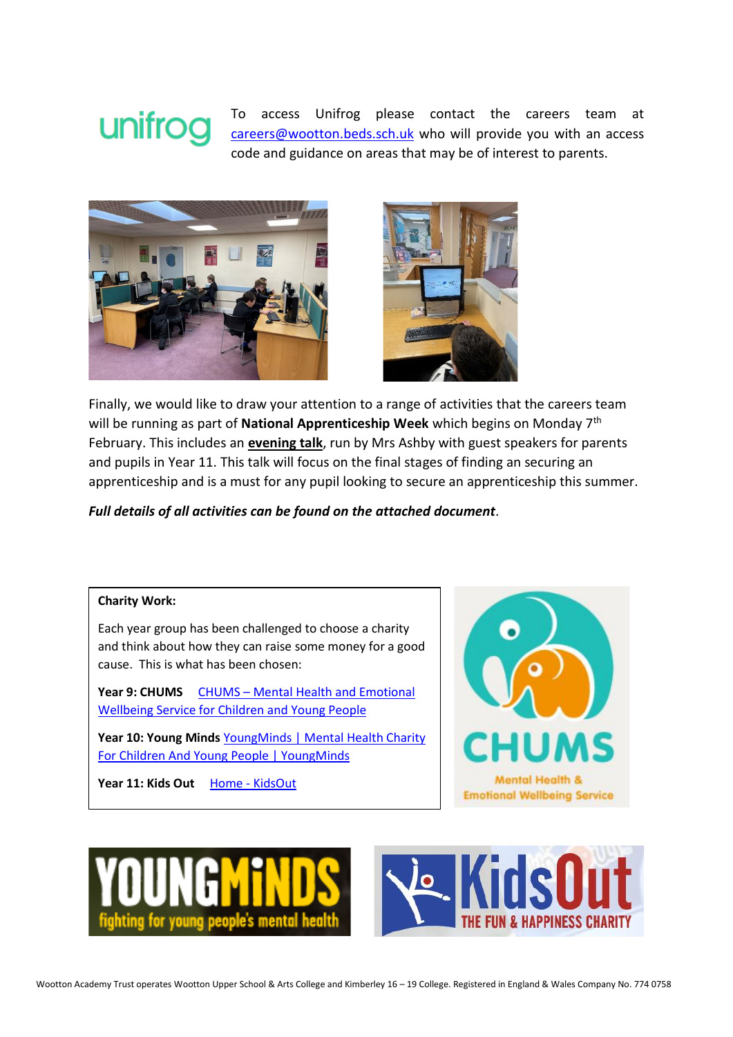To access Unifrog please contact the careers team at careers@wootton.beds.sch.uk who will provide you with an access code and guidance on areas that may be of interest to parents.

Finally, we would like to draw your attention to a range of activities that the careers team will be running as part of **National Apprenticeship Week** which begins on Monday 7th February. This includes an **evening talk**, run by Mrs Ashby with guest speakers for parents and pupils in Year 11. This talk will focus on the final stages of finding an securing an apprenticeship and is a must for any pupil looking to secure an apprenticeship this summer.

***Full details of all activities can be found on the attached document***.

**Charity Work:**

Each year group has been challenged to choose a charity and think about how they can raise some money for a good cause. This is what has been chosen:

**Year 9: CHUMS** CHUMS – Mental Health and Emotional Wellbeing Service for Children and Young People

**Year 10: Young Minds** YoungMinds | Mental Health Charity For Children And Young People | YoungMinds

**Year 11: Kids Out** Home - KidsOut

Wootton Academy Trust operates Wootton Upper School & Arts College and Kimberley 16 – 19 College. Registered in England & Wales Company No. 774 0758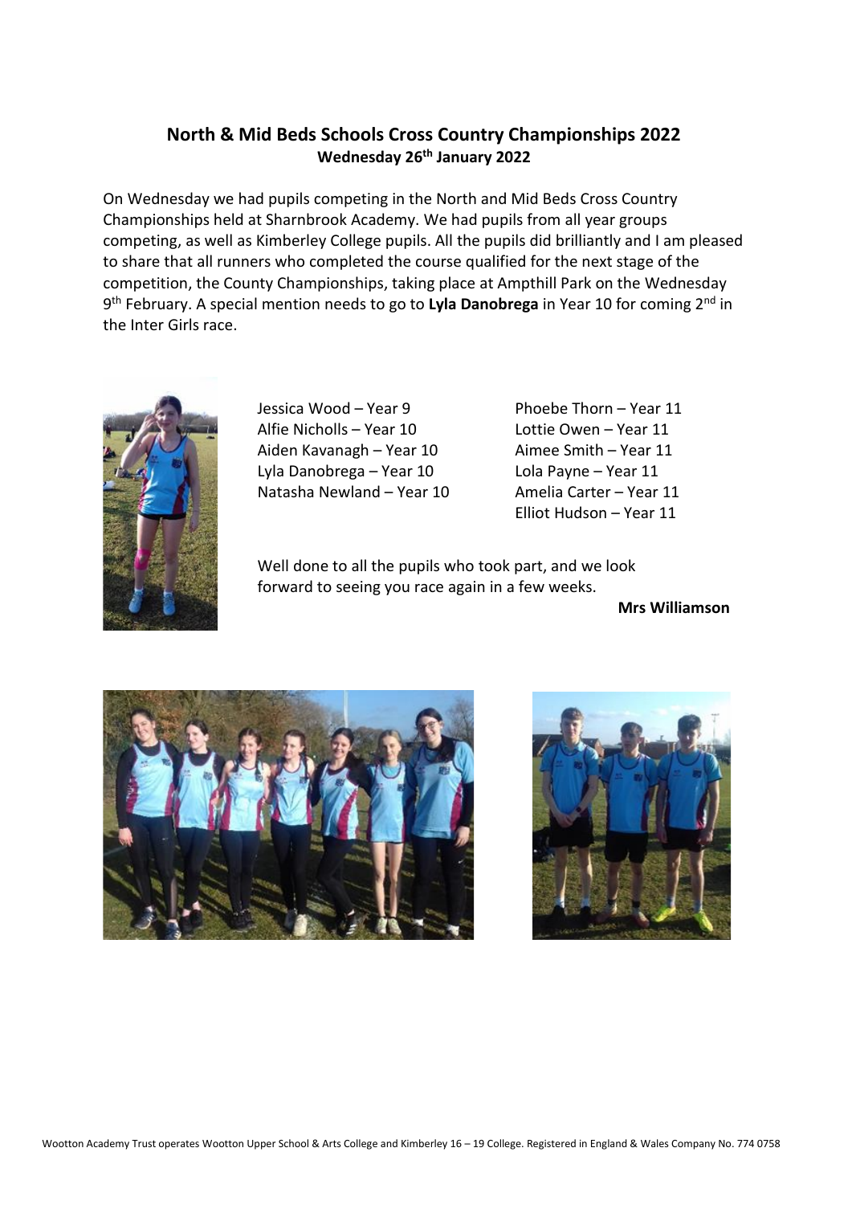## North & Mid Beds Schools Cross Country Championships 2022

**Wednesday 26th January 2022**

On Wednesday we had pupils competing in the North and Mid Beds Cross Country Championships held at Sharnbrook Academy. We had pupils from all year groups competing, as well as Kimberley College pupils. All the pupils did brilliantly and I am pleased to share that all runners who completed the course qualified for the next stage of the competition, the County Championships, taking place at Ampthill Park on the Wednesday 9th February. A special mention needs to go to **Lyla Danobrega** in Year 10 for coming 2nd in the Inter Girls race.

Jessica Wood – Year 9
Alfie Nicholls – Year 10
Aiden Kavanagh – Year 10
Lyla Danobrega – Year 10
Natasha Newland – Year 10
Phoebe Thorn – Year 11
Lottie Owen – Year 11
Aimee Smith – Year 11
Lola Payne – Year 11
Amelia Carter – Year 11
Elliot Hudson – Year 11

Well done to all the pupils who took part, and we look forward to seeing you race again in a few weeks.

**Mrs Williamson**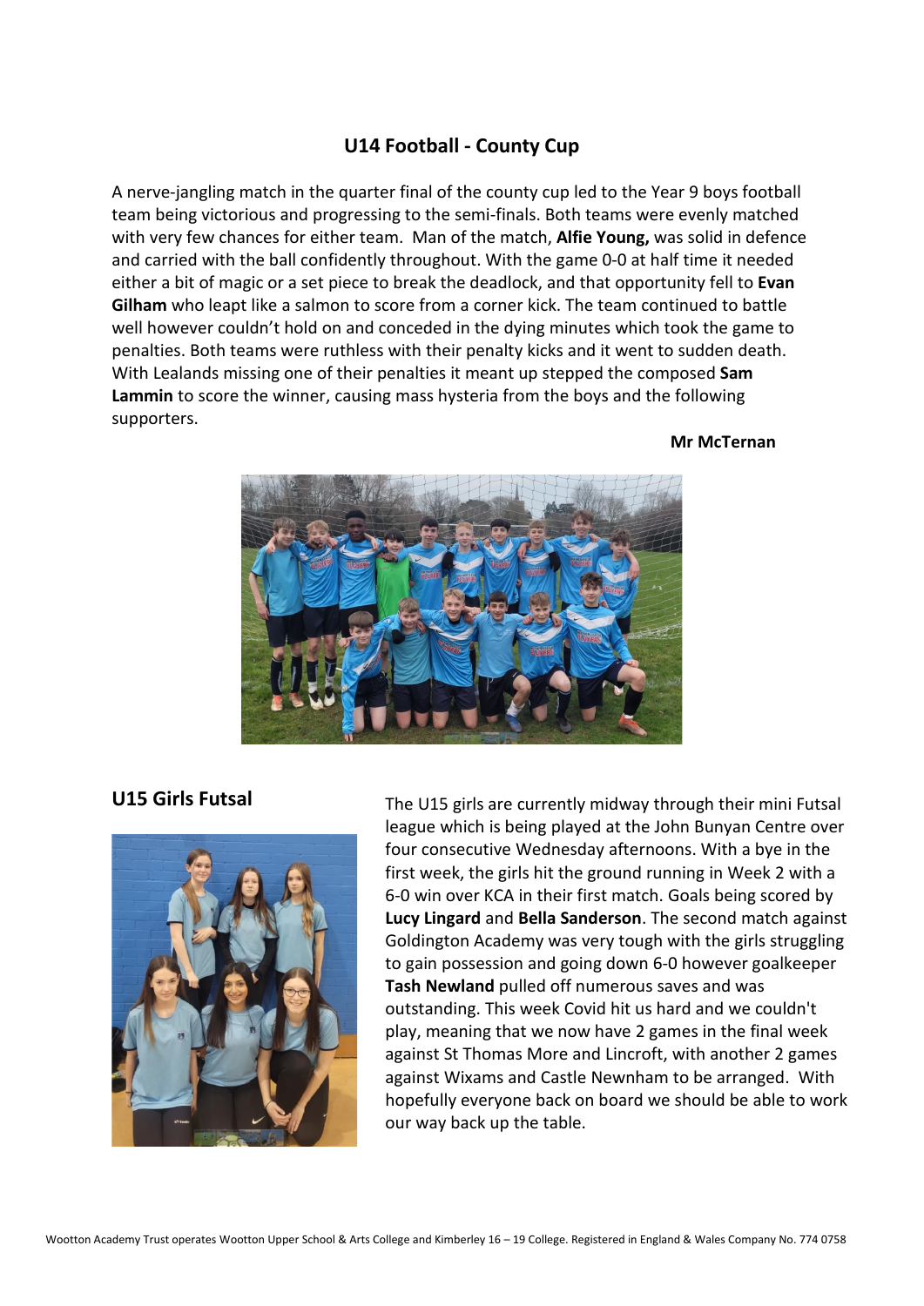## U14 Football - County Cup

A nerve-jangling match in the quarter final of the county cup led to the Year 9 boys football team being victorious and progressing to the semi-finals. Both teams were evenly matched with very few chances for either team. Man of the match, **Alfie Young,** was solid in defence and carried with the ball confidently throughout. With the game 0-0 at half time it needed either a bit of magic or a set piece to break the deadlock, and that opportunity fell to **Evan Gilham** who leapt like a salmon to score from a corner kick. The team continued to battle well however couldn't hold on and conceded in the dying minutes which took the game to penalties. Both teams were ruthless with their penalty kicks and it went to sudden death. With Lealands missing one of their penalties it meant up stepped the composed **Sam Lammin** to score the winner, causing mass hysteria from the boys and the following supporters.

**Mr McTernan**

## U15 Girls Futsal

The U15 girls are currently midway through their mini Futsal league which is being played at the John Bunyan Centre over four consecutive Wednesday afternoons. With a bye in the first week, the girls hit the ground running in Week 2 with a 6-0 win over KCA in their first match. Goals being scored by **Lucy Lingard** and **Bella Sanderson**. The second match against Goldington Academy was very tough with the girls struggling to gain possession and going down 6-0 however goalkeeper **Tash Newland** pulled off numerous saves and was outstanding. This week Covid hit us hard and we couldn't play, meaning that we now have 2 games in the final week against St Thomas More and Lincroft, with another 2 games against Wixams and Castle Newnham to be arranged. With hopefully everyone back on board we should be able to work our way back up the table.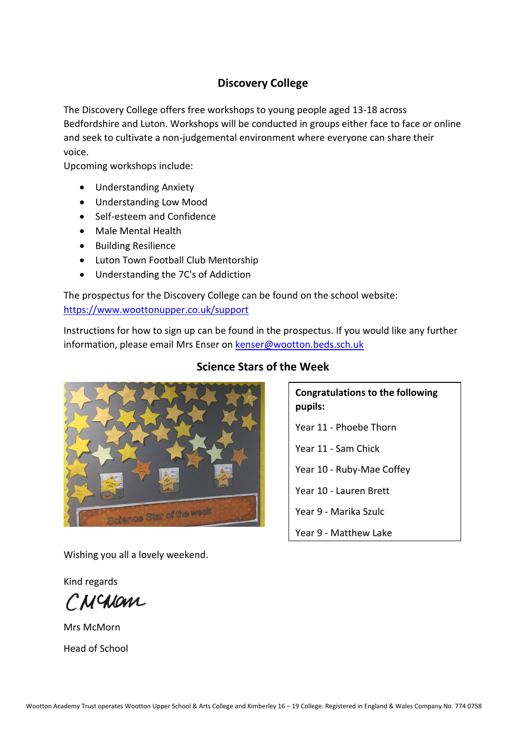## Discovery College

The Discovery College offers free workshops to young people aged 13-18 across Bedfordshire and Luton. Workshops will be conducted in groups either face to face or online and seek to cultivate a non-judgemental environment where everyone can share their voice.

Upcoming workshops include:

- Understanding Anxiety
- Understanding Low Mood
- Self-esteem and Confidence
- Male Mental Health
- Building Resilience
- Luton Town Football Club Mentorship
- Understanding the 7C's of Addiction

The prospectus for the Discovery College can be found on the school website: https://www.woottonupper.co.uk/support

Instructions for how to sign up can be found in the prospectus. If you would like any further information, please email Mrs Enser on kenser@wootton.beds.sch.uk

## Science Stars of the Week

**Congratulations to the following pupils:**

Year 11 - Phoebe Thorn

Year 11 - Sam Chick

Year 10 - Ruby-Mae Coffey

Year 10 - Lauren Brett

Year 9 - Marika Szulc

Year 9 - Matthew Lake

Wishing you all a lovely weekend.

Kind regards

CMcMorn

Mrs McMorn

Head of School

Wootton Academy Trust operates Wootton Upper School & Arts College and Kimberley 16 – 19 College. Registered in England & Wales Company No. 774 0758